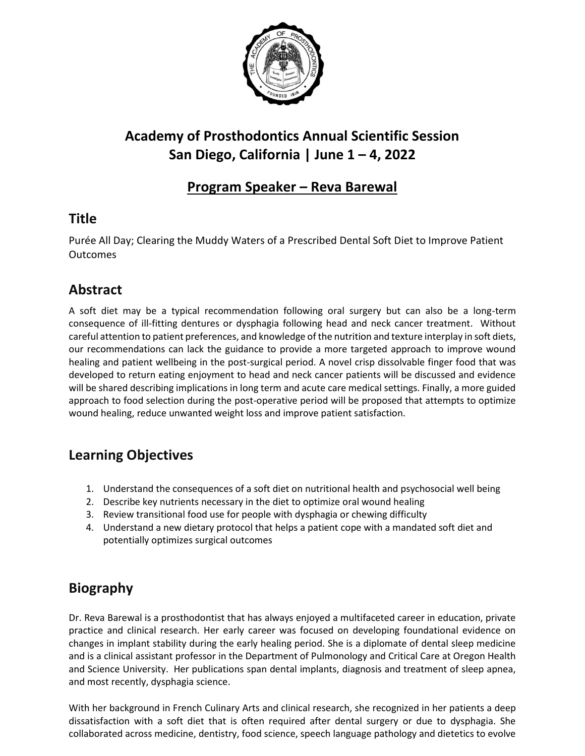# Academy of Prosthodontics Annual Scientific Session
# San Diego, California | June 1 – 4, 2022

## Program Speaker – Reva Barewal

## Title

Purée All Day; Clearing the Muddy Waters of a Prescribed Dental Soft Diet to Improve Patient Outcomes

## Abstract

A soft diet may be a typical recommendation following oral surgery but can also be a long-term consequence of ill-fitting dentures or dysphagia following head and neck cancer treatment. Without careful attention to patient preferences, and knowledge of the nutrition and texture interplay in soft diets, our recommendations can lack the guidance to provide a more targeted approach to improve wound healing and patient wellbeing in the post-surgical period. A novel crisp dissolvable finger food that was developed to return eating enjoyment to head and neck cancer patients will be discussed and evidence will be shared describing implications in long term and acute care medical settings. Finally, a more guided approach to food selection during the post-operative period will be proposed that attempts to optimize wound healing, reduce unwanted weight loss and improve patient satisfaction.

## Learning Objectives

1. Understand the consequences of a soft diet on nutritional health and psychosocial well being
2. Describe key nutrients necessary in the diet to optimize oral wound healing
3. Review transitional food use for people with dysphagia or chewing difficulty
4. Understand a new dietary protocol that helps a patient cope with a mandated soft diet and potentially optimizes surgical outcomes

## Biography

Dr. Reva Barewal is a prosthodontist that has always enjoyed a multifaceted career in education, private practice and clinical research. Her early career was focused on developing foundational evidence on changes in implant stability during the early healing period. She is a diplomate of dental sleep medicine and is a clinical assistant professor in the Department of Pulmonology and Critical Care at Oregon Health and Science University. Her publications span dental implants, diagnosis and treatment of sleep apnea, and most recently, dysphagia science.

With her background in French Culinary Arts and clinical research, she recognized in her patients a deep dissatisfaction with a soft diet that is often required after dental surgery or due to dysphagia. She collaborated across medicine, dentistry, food science, speech language pathology and dietetics to evolve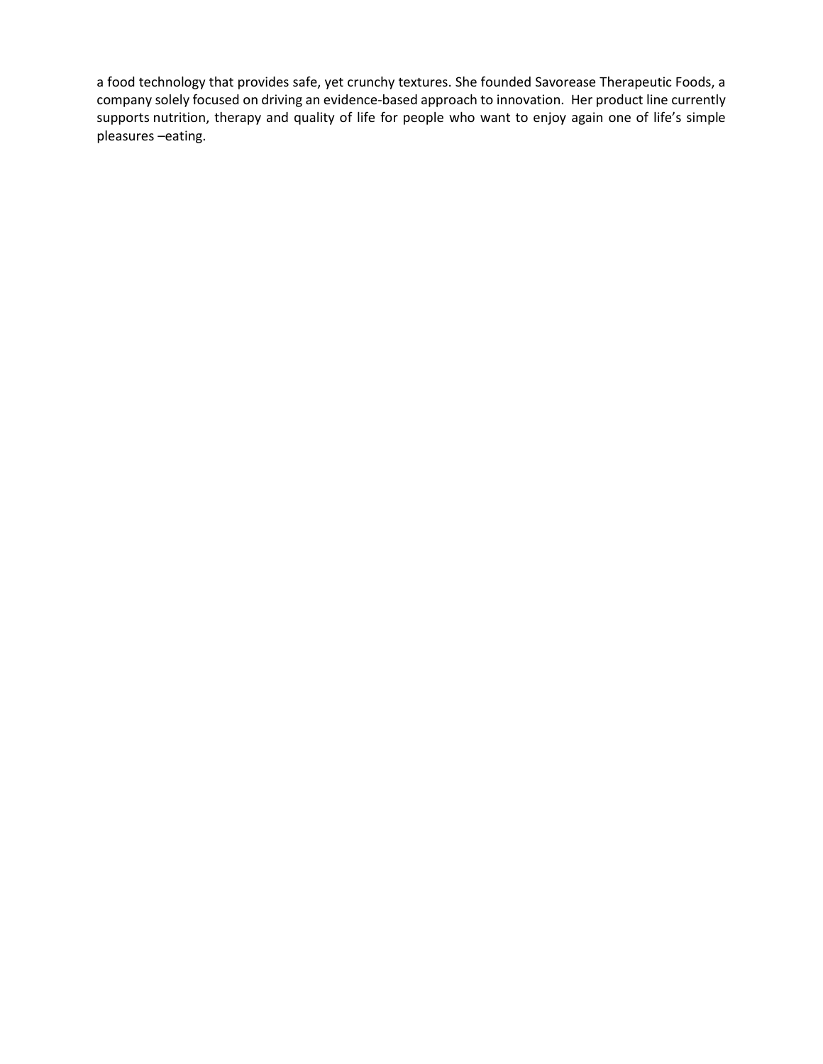a food technology that provides safe, yet crunchy textures. She founded Savorease Therapeutic Foods, a company solely focused on driving an evidence-based approach to innovation. Her product line currently supports nutrition, therapy and quality of life for people who want to enjoy again one of life's simple pleasures –eating.